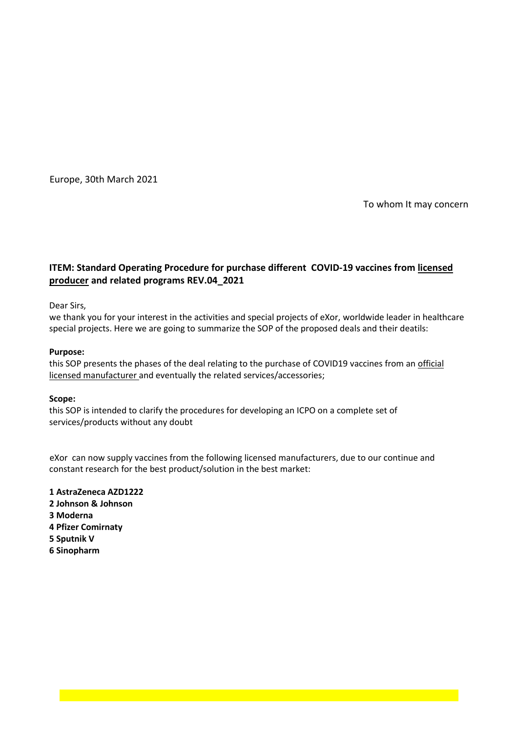Europe, 30th March 2021

To whom It may concern

**ITEM: Standard Operating Procedure for purchase different COVID-19 vaccines from licensed producer and related programs REV.04_2021**

Dear Sirs,

we thank you for your interest in the activities and special projects of eXor, worldwide leader in healthcare special projects. Here we are going to summarize the SOP of the proposed deals and their deatils:

**Purpose:**

this SOP presents the phases of the deal relating to the purchase of COVID19 vaccines from an official licensed manufacturer and eventually the related services/accessories;

**Scope:**

this SOP is intended to clarify the procedures for developing an ICPO on a complete set of services/products without any doubt

eXor can now supply vaccines from the following licensed manufacturers, due to our continue and constant research for the best product/solution in the best market:

**1 AstraZeneca AZD1222**
**2 Johnson & Johnson**
**3 Moderna**
**4 Pfizer Comirnaty**
**5 Sputnik V**
**6 Sinopharm**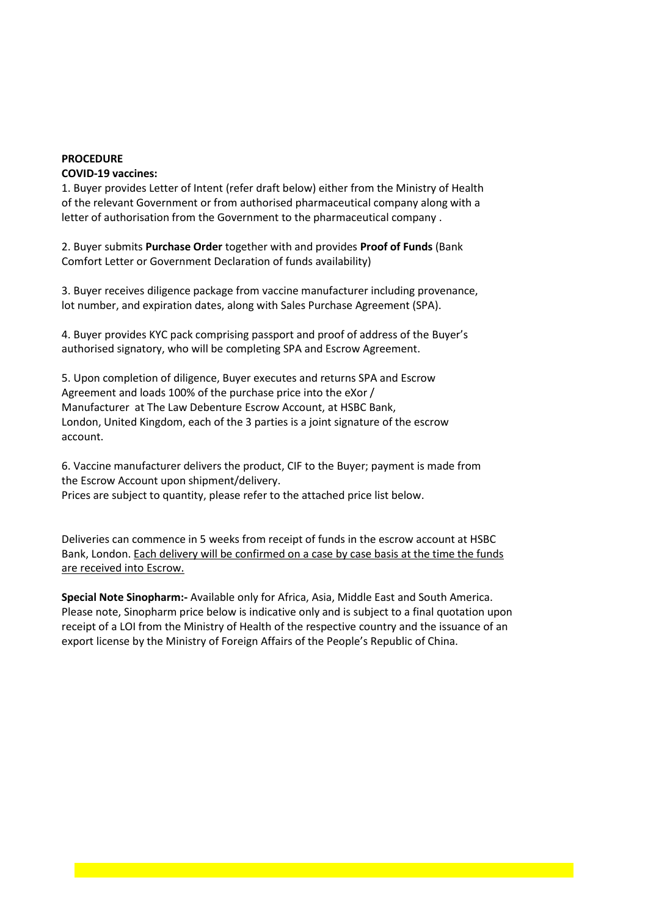**PROCEDURE**
**COVID-19 vaccines:**

1. Buyer provides Letter of Intent (refer draft below) either from the Ministry of Health of the relevant Government or from authorised pharmaceutical company along with a letter of authorisation from the Government to the pharmaceutical company .

2. Buyer submits **Purchase Order** together with and provides **Proof of Funds** (Bank Comfort Letter or Government Declaration of funds availability)

3. Buyer receives diligence package from vaccine manufacturer including provenance, lot number, and expiration dates, along with Sales Purchase Agreement (SPA).

4. Buyer provides KYC pack comprising passport and proof of address of the Buyer's authorised signatory, who will be completing SPA and Escrow Agreement.

5. Upon completion of diligence, Buyer executes and returns SPA and Escrow Agreement and loads 100% of the purchase price into the eXor / Manufacturer at The Law Debenture Escrow Account, at HSBC Bank, London, United Kingdom, each of the 3 parties is a joint signature of the escrow account.

6. Vaccine manufacturer delivers the product, CIF to the Buyer; payment is made from the Escrow Account upon shipment/delivery.
Prices are subject to quantity, please refer to the attached price list below.

Deliveries can commence in 5 weeks from receipt of funds in the escrow account at HSBC Bank, London. <u>Each delivery will be confirmed on a case by case basis at the time the funds are received into Escrow.</u>

**Special Note Sinopharm:-** Available only for Africa, Asia, Middle East and South America. Please note, Sinopharm price below is indicative only and is subject to a final quotation upon receipt of a LOI from the Ministry of Health of the respective country and the issuance of an export license by the Ministry of Foreign Affairs of the People's Republic of China.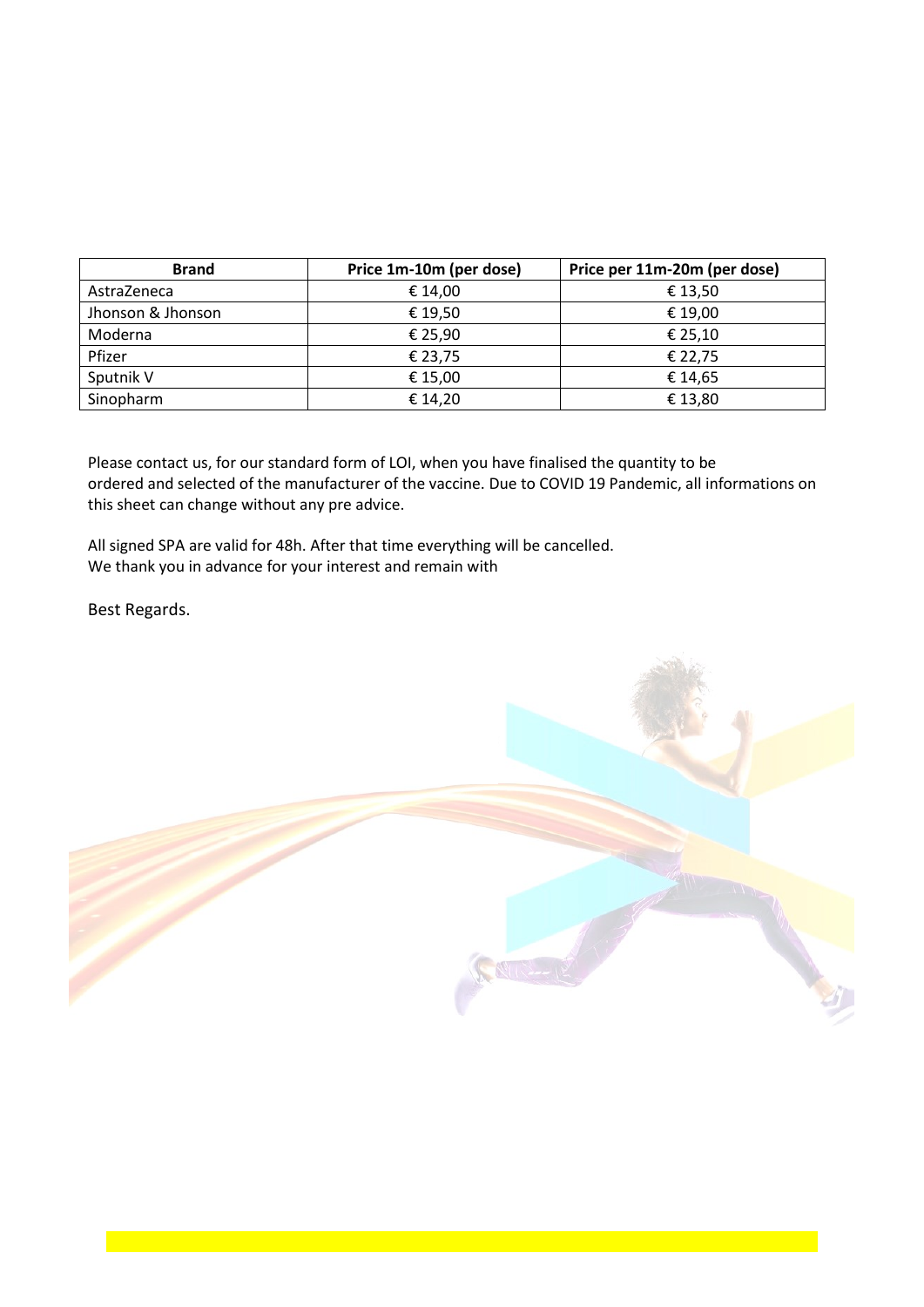| Brand | Price 1m-10m (per dose) | Price per 11m-20m (per dose) |
| --- | --- | --- |
| AstraZeneca | € 14,00 | € 13,50 |
| Jhonson & Jhonson | € 19,50 | € 19,00 |
| Moderna | € 25,90 | € 25,10 |
| Pfizer | € 23,75 | € 22,75 |
| Sputnik V | € 15,00 | € 14,65 |
| Sinopharm | € 14,20 | € 13,80 |

Please contact us, for our standard form of LOI, when you have finalised the quantity to be ordered and selected of the manufacturer of the vaccine. Due to COVID 19 Pandemic, all informations on this sheet can change without any pre advice.

All signed SPA are valid for 48h. After that time everything will be cancelled.
We thank you in advance for your interest and remain with

Best Regards.